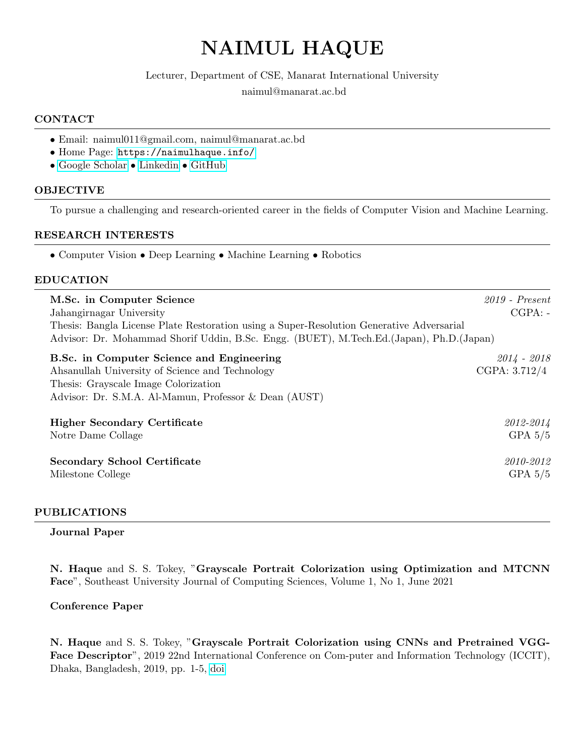# NAIMUL HAQUE

Lecturer, Department of CSE, Manarat International University

naimul@manarat.ac.bd

## CONTACT

- Email: naimul011@gmail.com, naimul@manarat.ac.bd
- Home Page: https://naimulhaque.info/
- Google Scholar • Linkedin • GitHub

## OBJECTIVE

To pursue a challenging and research-oriented career in the fields of Computer Vision and Machine Learning.

## RESEARCH INTERESTS

- Computer Vision • Deep Learning • Machine Learning • Robotics

## EDUCATION

**M.Sc. in Computer Science** — *2019 - Present*
Jahangirnagar University — CGPA: -
Thesis: Bangla License Plate Restoration using a Super-Resolution Generative Adversarial
Advisor: Dr. Mohammad Shorif Uddin, B.Sc. Engg. (BUET), M.Tech.Ed.(Japan), Ph.D.(Japan)

**B.Sc. in Computer Science and Engineering** — *2014 - 2018*
Ahsanullah University of Science and Technology — CGPA: 3.712/4
Thesis: Grayscale Image Colorization
Advisor: Dr. S.M.A. Al-Mamun, Professor & Dean (AUST)

**Higher Secondary Certificate** — *2012-2014*
Notre Dame Collage — GPA 5/5

**Secondary School Certificate** — *2010-2012*
Milestone College — GPA 5/5

## PUBLICATIONS

### Journal Paper

**N. Haque** and S. S. Tokey, "**Grayscale Portrait Colorization using Optimization and MTCNN Face**", Southeast University Journal of Computing Sciences, Volume 1, No 1, June 2021

### Conference Paper

**N. Haque** and S. S. Tokey, "**Grayscale Portrait Colorization using CNNs and Pretrained VGG-Face Descriptor**", 2019 22nd International Conference on Com-puter and Information Technology (ICCIT), Dhaka, Bangladesh, 2019, pp. 1-5, doi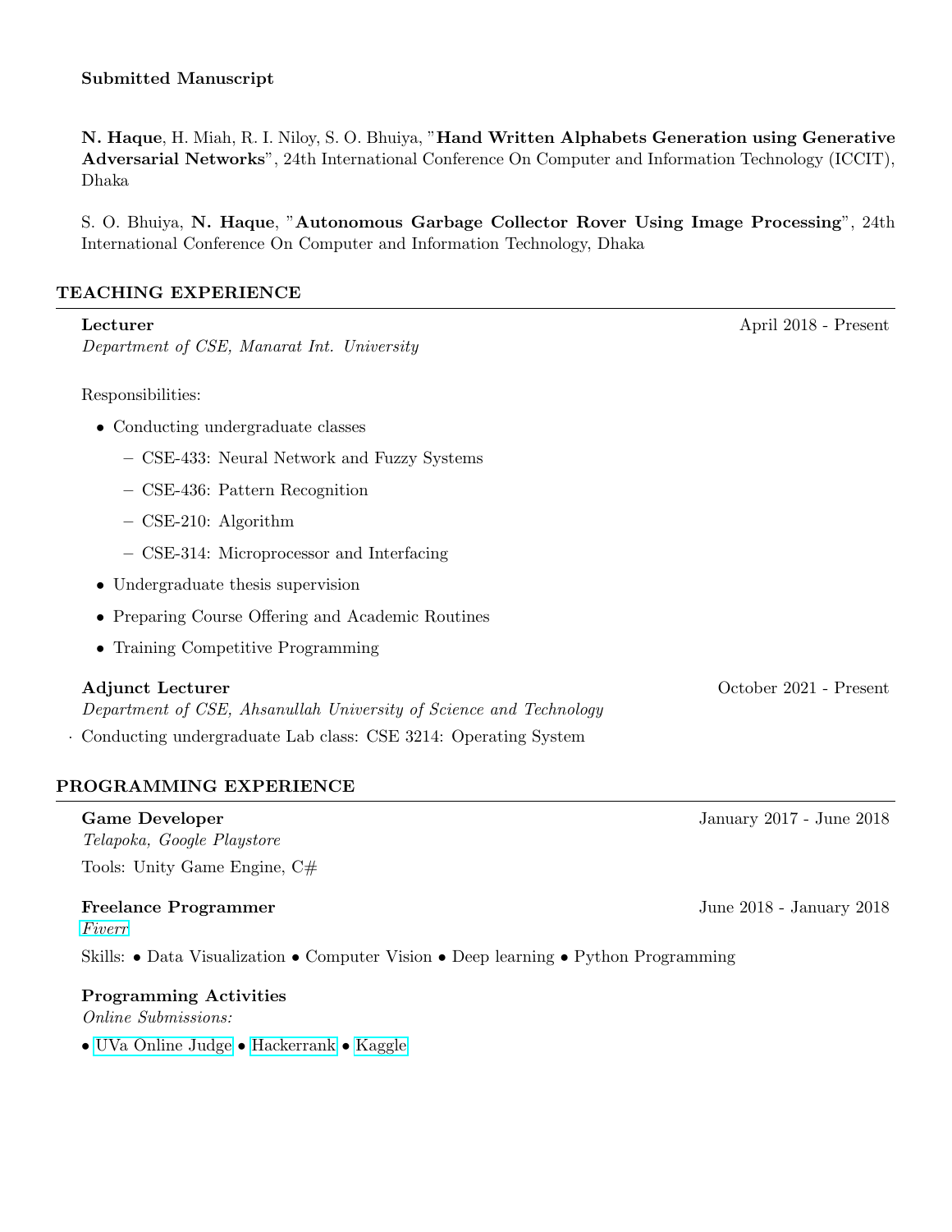### Submitted Manuscript

**N. Haque**, H. Miah, R. I. Niloy, S. O. Bhuiya, "**Hand Written Alphabets Generation using Generative Adversarial Networks**", 24th International Conference On Computer and Information Technology (ICCIT), Dhaka

S. O. Bhuiya, **N. Haque**, "**Autonomous Garbage Collector Rover Using Image Processing**", 24th International Conference On Computer and Information Technology, Dhaka

## TEACHING EXPERIENCE

**Lecturer** April 2018 - Present
*Department of CSE, Manarat Int. University*

Responsibilities:

- Conducting undergraduate classes
  - CSE-433: Neural Network and Fuzzy Systems
  - CSE-436: Pattern Recognition
  - CSE-210: Algorithm
  - CSE-314: Microprocessor and Interfacing
- Undergraduate thesis supervision
- Preparing Course Offering and Academic Routines
- Training Competitive Programming

**Adjunct Lecturer** October 2021 - Present
*Department of CSE, Ahsanullah University of Science and Technology*

· Conducting undergraduate Lab class: CSE 3214: Operating System

## PROGRAMMING EXPERIENCE

**Game Developer** January 2017 - June 2018
*Telapoka, Google Playstore*

Tools: Unity Game Engine, C#

**Freelance Programmer** June 2018 - January 2018
*Fiverr*

Skills: • Data Visualization • Computer Vision • Deep learning • Python Programming

**Programming Activities**
*Online Submissions:*

• UVa Online Judge • Hackerrank • Kaggle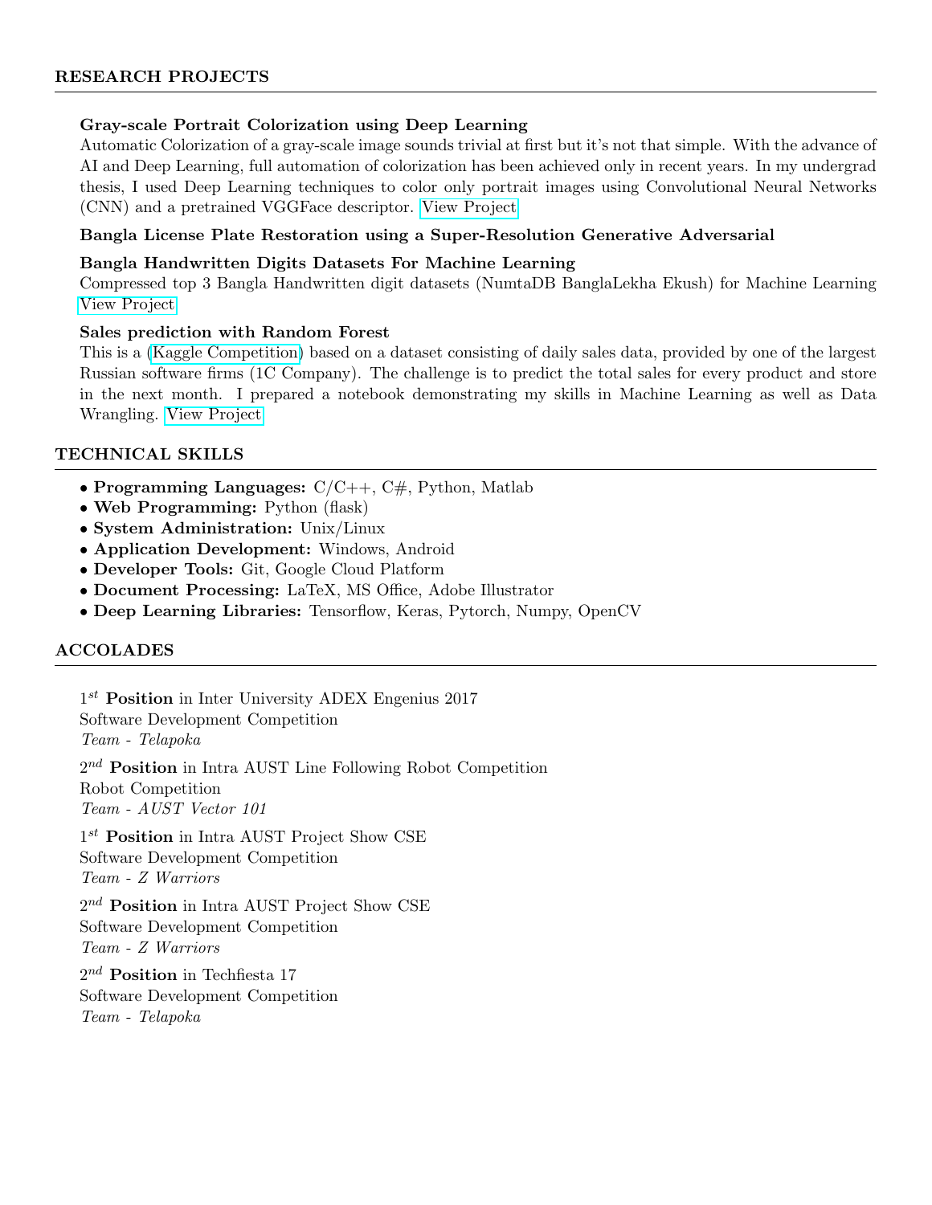## RESEARCH PROJECTS

**Gray-scale Portrait Colorization using Deep Learning**

Automatic Colorization of a gray-scale image sounds trivial at first but it's not that simple. With the advance of AI and Deep Learning, full automation of colorization has been achieved only in recent years. In my undergrad thesis, I used Deep Learning techniques to color only portrait images using Convolutional Neural Networks (CNN) and a pretrained VGGFace descriptor. View Project

**Bangla License Plate Restoration using a Super-Resolution Generative Adversarial**

**Bangla Handwritten Digits Datasets For Machine Learning**

Compressed top 3 Bangla Handwritten digit datasets (NumtaDB BanglaLekha Ekush) for Machine Learning View Project

**Sales prediction with Random Forest**

This is a (Kaggle Competition) based on a dataset consisting of daily sales data, provided by one of the largest Russian software firms (1C Company). The challenge is to predict the total sales for every product and store in the next month. I prepared a notebook demonstrating my skills in Machine Learning as well as Data Wrangling. View Project

## TECHNICAL SKILLS

- **Programming Languages:** C/C++, C#, Python, Matlab
- **Web Programming:** Python (flask)
- **System Administration:** Unix/Linux
- **Application Development:** Windows, Android
- **Developer Tools:** Git, Google Cloud Platform
- **Document Processing:** LaTeX, MS Office, Adobe Illustrator
- **Deep Learning Libraries:** Tensorflow, Keras, Pytorch, Numpy, OpenCV

## ACCOLADES

$1^{st}$ **Position** in Inter University ADEX Engenius 2017
Software Development Competition
*Team - Telapoka*

$2^{nd}$ **Position** in Intra AUST Line Following Robot Competition
Robot Competition
*Team - AUST Vector 101*

$1^{st}$ **Position** in Intra AUST Project Show CSE
Software Development Competition
*Team - Z Warriors*

$2^{nd}$ **Position** in Intra AUST Project Show CSE
Software Development Competition
*Team - Z Warriors*

$2^{nd}$ **Position** in Techfiesta 17
Software Development Competition
*Team - Telapoka*